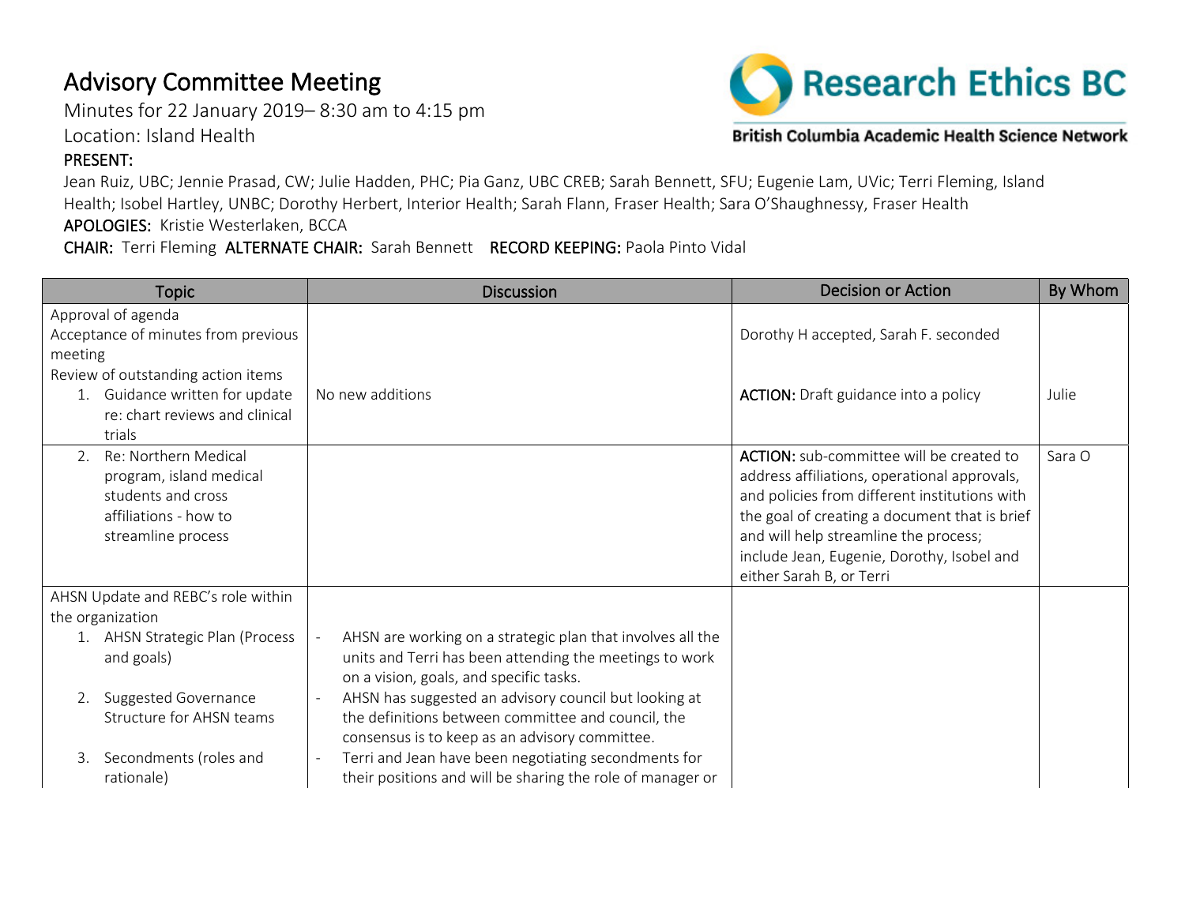# Advisory Committee Meeting

Minutes for 22 January 2019– 8:30 am to 4:15 pm

Location: Island Health

Research Ethics BC

British Columbia Academic Health Science Network

**PRESENT:**

Jean Ruiz, UBC; Jennie Prasad, CW; Julie Hadden, PHC; Pia Ganz, UBC CREB; Sarah Bennett, SFU; Eugenie Lam, UVic; Terri Fleming, Island Health; Isobel Hartley, UNBC; Dorothy Herbert, Interior Health; Sarah Flann, Fraser Health; Sara O'Shaughnessy, Fraser Health

**APOLOGIES:** Kristie Westerlaken, BCCA

**CHAIR:** Terri Fleming **ALTERNATE CHAIR:** Sarah Bennett **RECORD KEEPING:** Paola Pinto Vidal

| Topic | Discussion | Decision or Action | By Whom |
|---|---|---|---|
| Approval of agenda<br>Acceptance of minutes from previous meeting<br>Review of outstanding action items<br>1. Guidance written for update re: chart reviews and clinical trials | No new additions | Dorothy H accepted, Sarah F. seconded<br><br>**ACTION:** Draft guidance into a policy | Julie |
| 2. Re: Northern Medical program, island medical students and cross affiliations - how to streamline process | | **ACTION:** sub-committee will be created to address affiliations, operational approvals, and policies from different institutions with the goal of creating a document that is brief and will help streamline the process; include Jean, Eugenie, Dorothy, Isobel and either Sarah B, or Terri | Sara O |
| AHSN Update and REBC's role within the organization<br>1. AHSN Strategic Plan (Process and goals)<br>2. Suggested Governance Structure for AHSN teams<br>3. Secondments (roles and rationale) | - AHSN are working on a strategic plan that involves all the units and Terri has been attending the meetings to work on a vision, goals, and specific tasks.<br>- AHSN has suggested an advisory council but looking at the definitions between committee and council, the consensus is to keep as an advisory committee.<br>- Terri and Jean have been negotiating secondments for their positions and will be sharing the role of manager or | | |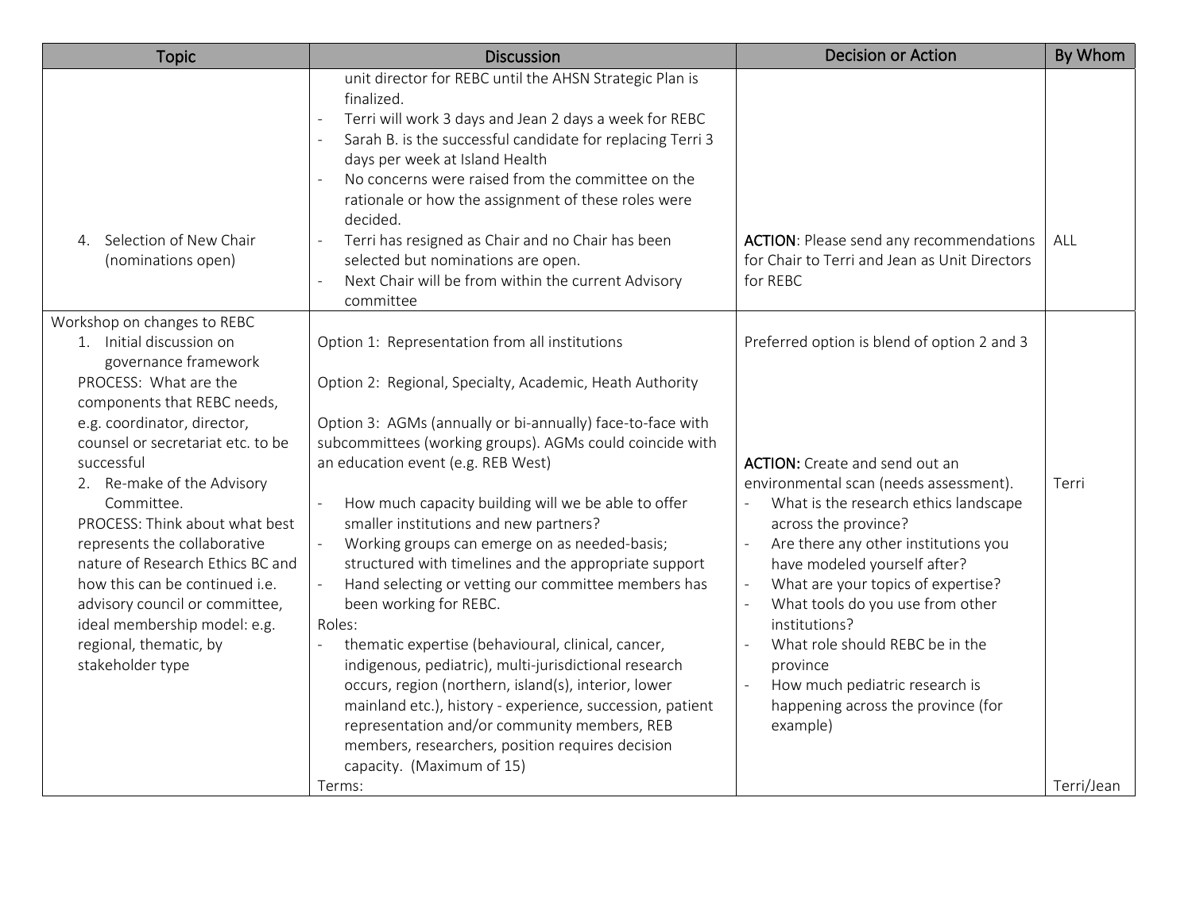| Topic | Discussion | Decision or Action | By Whom |
|---|---|---|---|
| 4. Selection of New Chair (nominations open) | unit director for REBC until the AHSN Strategic Plan is finalized.<br>- Terri will work 3 days and Jean 2 days a week for REBC<br>- Sarah B. is the successful candidate for replacing Terri 3 days per week at Island Health<br>- No concerns were raised from the committee on the rationale or how the assignment of these roles were decided.<br>- Terri has resigned as Chair and no Chair has been selected but nominations are open.<br>- Next Chair will be from within the current Advisory committee | **ACTION**: Please send any recommendations for Chair to Terri and Jean as Unit Directors for REBC | ALL |
| Workshop on changes to REBC<br>1. Initial discussion on governance framework<br>PROCESS: What are the components that REBC needs, e.g. coordinator, director, counsel or secretariat etc. to be successful<br>2. Re-make of the Advisory Committee.<br>PROCESS: Think about what best represents the collaborative nature of Research Ethics BC and how this can be continued i.e. advisory council or committee, ideal membership model: e.g. regional, thematic, by stakeholder type | Option 1: Representation from all institutions<br><br>Option 2: Regional, Specialty, Academic, Heath Authority<br><br>Option 3: AGMs (annually or bi-annually) face-to-face with subcommittees (working groups). AGMs could coincide with an education event (e.g. REB West)<br><br>- How much capacity building will we be able to offer smaller institutions and new partners?<br>- Working groups can emerge on as needed-basis; structured with timelines and the appropriate support<br>- Hand selecting or vetting our committee members has been working for REBC.<br>Roles:<br>- thematic expertise (behavioural, clinical, cancer, indigenous, pediatric), multi-jurisdictional research occurs, region (northern, island(s), interior, lower mainland etc.), history - experience, succession, patient representation and/or community members, REB members, researchers, position requires decision capacity. (Maximum of 15)<br>Terms: | Preferred option is blend of option 2 and 3<br><br>**ACTION:** Create and send out an environmental scan (needs assessment).<br>- What is the research ethics landscape across the province?<br>- Are there any other institutions you have modeled yourself after?<br>- What are your topics of expertise?<br>- What tools do you use from other institutions?<br>- What role should REBC be in the province<br>- How much pediatric research is happening across the province (for example) | Terri<br><br>Terri/Jean |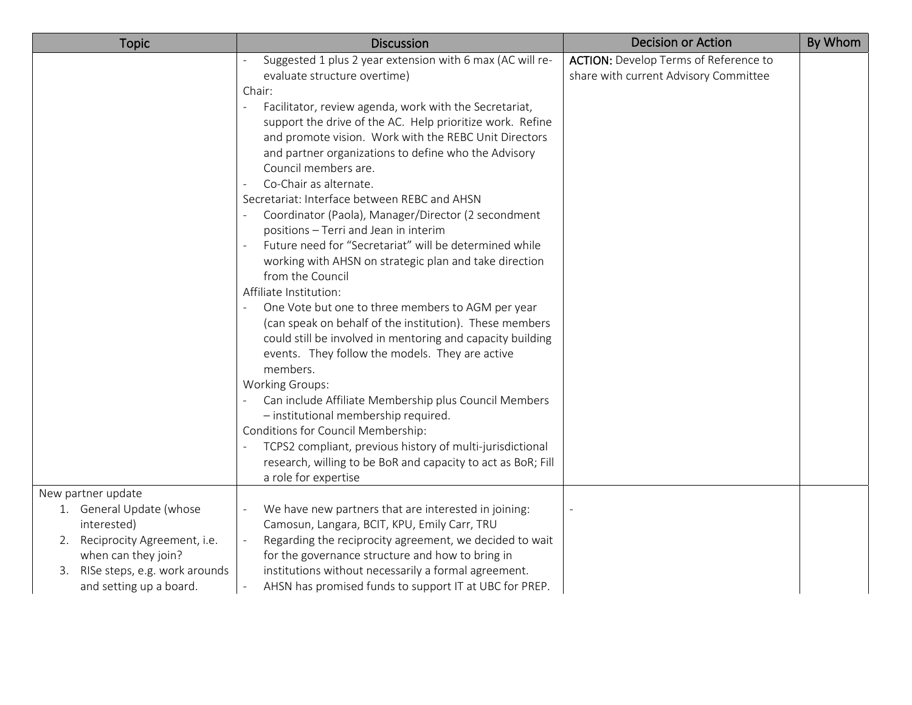| Topic | Discussion | Decision or Action | By Whom |
|---|---|---|---|
| | - Suggested 1 plus 2 year extension with 6 max (AC will re-evaluate structure overtime)<br>Chair:<br>- Facilitator, review agenda, work with the Secretariat, support the drive of the AC. Help prioritize work. Refine and promote vision. Work with the REBC Unit Directors and partner organizations to define who the Advisory Council members are.<br>- Co-Chair as alternate.<br>Secretariat: Interface between REBC and AHSN<br>- Coordinator (Paola), Manager/Director (2 secondment positions – Terri and Jean in interim<br>- Future need for "Secretariat" will be determined while working with AHSN on strategic plan and take direction from the Council<br>Affiliate Institution:<br>- One Vote but one to three members to AGM per year (can speak on behalf of the institution). These members could still be involved in mentoring and capacity building events. They follow the models. They are active members.<br>Working Groups:<br>- Can include Affiliate Membership plus Council Members – institutional membership required.<br>Conditions for Council Membership:<br>- TCPS2 compliant, previous history of multi-jurisdictional research, willing to be BoR and capacity to act as BoR; Fill a role for expertise | **ACTION:** Develop Terms of Reference to share with current Advisory Committee | |
| New partner update<br>1. General Update (whose interested)<br>2. Reciprocity Agreement, i.e. when can they join?<br>3. RISe steps, e.g. work arounds and setting up a board. | - We have new partners that are interested in joining: Camosun, Langara, BCIT, KPU, Emily Carr, TRU<br>- Regarding the reciprocity agreement, we decided to wait for the governance structure and how to bring in institutions without necessarily a formal agreement.<br>- AHSN has promised funds to support IT at UBC for PREP. | - | |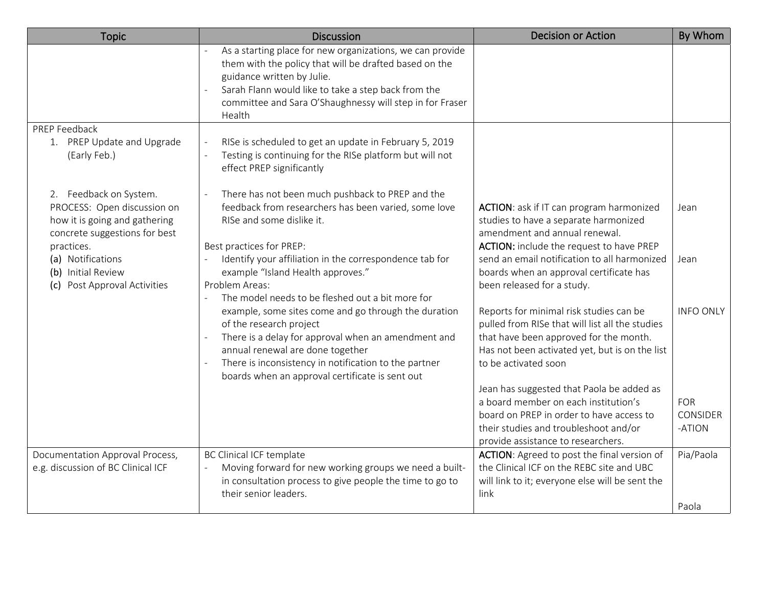| Topic | Discussion | Decision or Action | By Whom |
|---|---|---|---|
| | - As a starting place for new organizations, we can provide them with the policy that will be drafted based on the guidance written by Julie.<br>- Sarah Flann would like to take a step back from the committee and Sara O'Shaughnessy will step in for Fraser Health | | |
| PREP Feedback<br>1. PREP Update and Upgrade (Early Feb.)<br><br>2. Feedback on System. PROCESS: Open discussion on how it is going and gathering concrete suggestions for best practices.<br>(a) Notifications<br>(b) Initial Review<br>(c) Post Approval Activities | - RISe is scheduled to get an update in February 5, 2019<br>- Testing is continuing for the RISe platform but will not effect PREP significantly<br><br>- There has not been much pushback to PREP and the feedback from researchers has been varied, some love RISe and some dislike it.<br><br>Best practices for PREP:<br>- Identify your affiliation in the correspondence tab for example "Island Health approves."<br>Problem Areas:<br>- The model needs to be fleshed out a bit more for example, some sites come and go through the duration of the research project<br>- There is a delay for approval when an amendment and annual renewal are done together<br>- There is inconsistency in notification to the partner boards when an approval certificate is sent out | **ACTION**: ask if IT can program harmonized studies to have a separate harmonized amendment and annual renewal.<br>**ACTION:** include the request to have PREP send an email notification to all harmonized boards when an approval certificate has been released for a study.<br><br>Reports for minimal risk studies can be pulled from RISe that will list all the studies that have been approved for the month. Has not been activated yet, but is on the list to be activated soon<br><br>Jean has suggested that Paola be added as a board member on each institution's board on PREP in order to have access to their studies and troubleshoot and/or provide assistance to researchers. | Jean<br><br>Jean<br><br>INFO ONLY<br><br>FOR CONSIDER-ATION |
| Documentation Approval Process, e.g. discussion of BC Clinical ICF | BC Clinical ICF template<br>- Moving forward for new working groups we need a built-in consultation process to give people the time to go to their senior leaders. | **ACTION**: Agreed to post the final version of the Clinical ICF on the REBC site and UBC will link to it; everyone else will be sent the link | Pia/Paola<br><br>Paola |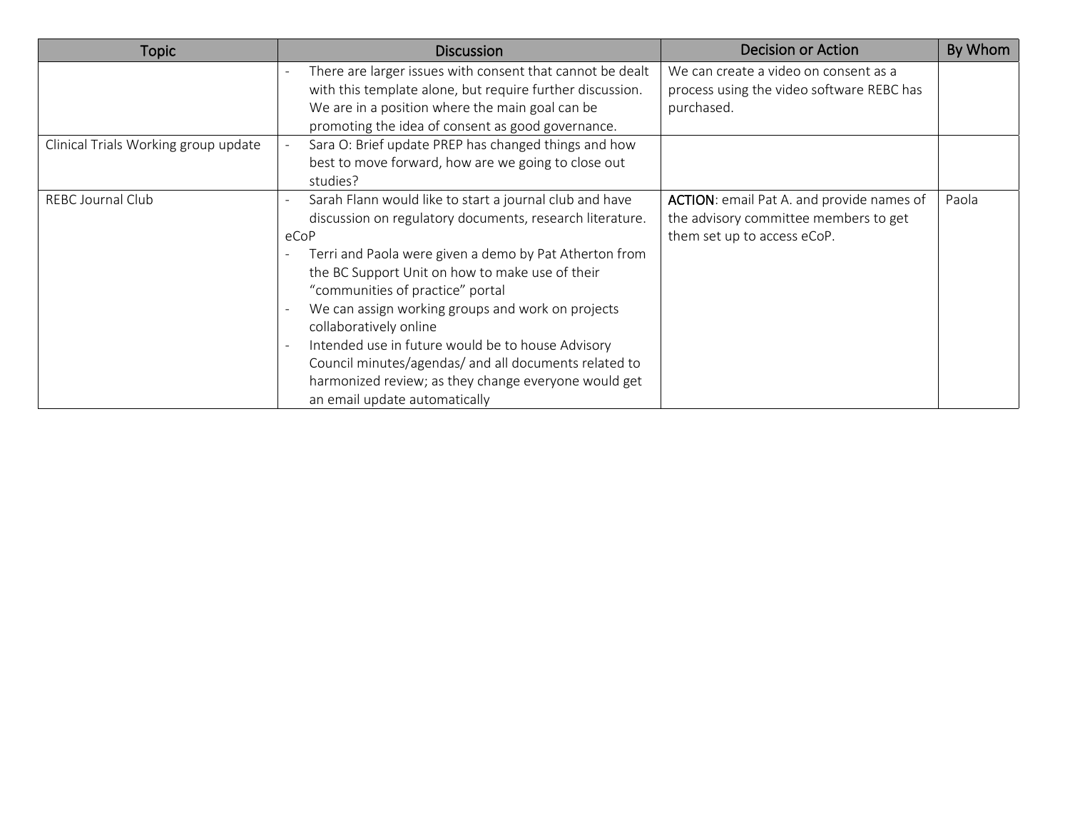| Topic | Discussion | Decision or Action | By Whom |
| --- | --- | --- | --- |
| | - There are larger issues with consent that cannot be dealt with this template alone, but require further discussion. We are in a position where the main goal can be promoting the idea of consent as good governance. | We can create a video on consent as a process using the video software REBC has purchased. | |
| Clinical Trials Working group update | - Sara O: Brief update PREP has changed things and how best to move forward, how are we going to close out studies? | | |
| REBC Journal Club | - Sarah Flann would like to start a journal club and have discussion on regulatory documents, research literature.<br>eCoP<br>- Terri and Paola were given a demo by Pat Atherton from the BC Support Unit on how to make use of their "communities of practice" portal<br>- We can assign working groups and work on projects collaboratively online<br>- Intended use in future would be to house Advisory Council minutes/agendas/ and all documents related to harmonized review; as they change everyone would get an email update automatically | **ACTION**: email Pat A. and provide names of the advisory committee members to get them set up to access eCoP. | Paola |